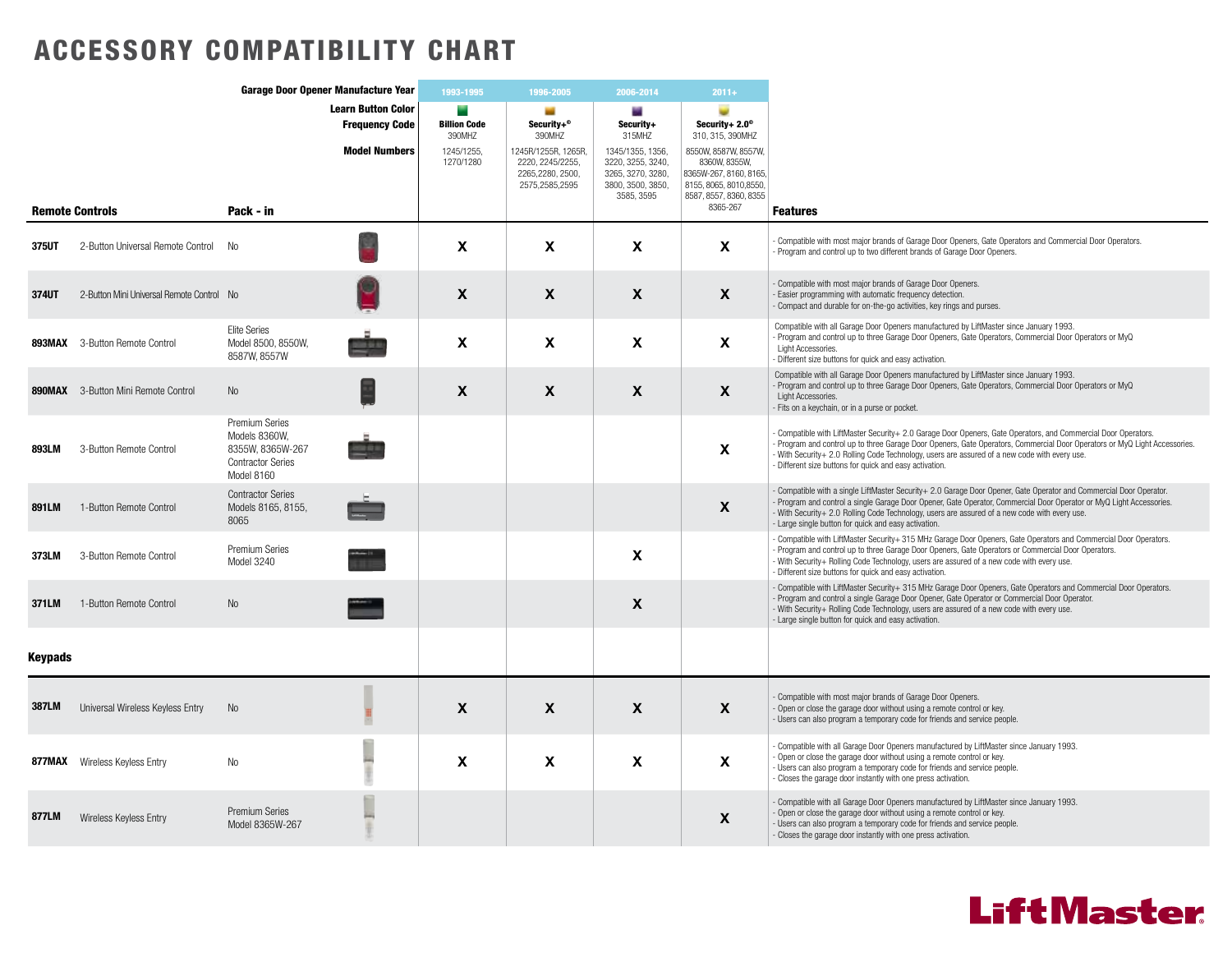# ACCESSORY COMPATIBILITY CHART

| | | | Garage Door Opener Manufacture Year | 1993-1995 | 1996-2005 | 2006-2014 | 2011+ | |
|---|---|---|---|---|---|---|---|---|
| | | | Learn Button Color | Green | Orange | Purple | Yellow | |
| | | | Frequency Code | Billion Code 390MHZ | Security+® 390MHZ | Security+ 315MHZ | Security+ 2.0® 310, 315, 390MHZ | |
| | | | Model Numbers | 1245/1255, 1270/1280 | 1245R/1255R, 1265R, 2220, 2245/2255, 2265,2280, 2500, 2575,2585,2595 | 1345/1355, 1356, 3220, 3255, 3240, 3265, 3270, 3280, 3800, 3500, 3850, 3585, 3595 | 8550W, 8587W, 8557W, 8360W, 8355W, 8365W-267, 8160, 8165, 8155, 8065, 8010,8550, 8587, 8557, 8360, 8355 8365-267 | |
| **Remote Controls** | | **Pack - in** | | | | | | **Features** |
| **375UT** | 2-Button Universal Remote Control | No | | X | X | X | X | - Compatible with most major brands of Garage Door Openers, Gate Operators and Commercial Door Operators.<br>- Program and control up to two different brands of Garage Door Openers. |
| **374UT** | 2-Button Mini Universal Remote Control | No | | X | X | X | X | - Compatible with most major brands of Garage Door Openers.<br>- Easier programming with automatic frequency detection.<br>- Compact and durable for on-the-go activities, key rings and purses. |
| **893MAX** | 3-Button Remote Control | Elite Series Model 8500, 8550W, 8587W, 8557W | | X | X | X | X | Compatible with all Garage Door Openers manufactured by LiftMaster since January 1993.<br>- Program and control up to three Garage Door Openers, Gate Operators, Commercial Door Operators or MyQ Light Accessories.<br>- Different size buttons for quick and easy activation. |
| **890MAX** | 3-Button Mini Remote Control | No | | X | X | X | X | Compatible with all Garage Door Openers manufactured by LiftMaster since January 1993.<br>- Program and control up to three Garage Door Openers, Gate Operators, Commercial Door Operators or MyQ Light Accessories.<br>- Fits on a keychain, or in a purse or pocket. |
| **893LM** | 3-Button Remote Control | Premium Series Models 8360W, 8355W, 8365W-267 Contractor Series Model 8160 | | | | | X | - Compatible with LiftMaster Security+ 2.0 Garage Door Openers, Gate Operators, and Commercial Door Operators.<br>- Program and control up to three Garage Door Openers, Gate Operators, Commercial Door Operators or MyQ Light Accessories.<br>- With Security+ 2.0 Rolling Code Technology, users are assured of a new code with every use.<br>- Different size buttons for quick and easy activation. |
| **891LM** | 1-Button Remote Control | Contractor Series Models 8165, 8155, 8065 | | | | | X | - Compatible with a single LiftMaster Security+ 2.0 Garage Door Opener, Gate Operator and Commercial Door Operator.<br>- Program and control a single Garage Door Opener, Gate Operator, Commercial Door Operator or MyQ Light Accessories.<br>- With Security+ 2.0 Rolling Code Technology, users are assured of a new code with every use.<br>- Large single button for quick and easy activation. |
| **373LM** | 3-Button Remote Control | Premium Series Model 3240 | | | | X | | - Compatible with LiftMaster Security+ 315 MHz Garage Door Openers, Gate Operators and Commercial Door Operators.<br>- Program and control up to three Garage Door Openers, Gate Operators or Commercial Door Operators.<br>- With Security+ Rolling Code Technology, users are assured of a new code with every use.<br>- Different size buttons for quick and easy activation. |
| **371LM** | 1-Button Remote Control | No | | | | X | | - Compatible with LiftMaster Security+ 315 MHz Garage Door Openers, Gate Operators and Commercial Door Operators.<br>- Program and control a single Garage Door Opener, Gate Operator or Commercial Door Operator.<br>- With Security+ Rolling Code Technology, users are assured of a new code with every use.<br>- Large single button for quick and easy activation. |
| **Keypads** | | | | | | | | |
| **387LM** | Universal Wireless Keyless Entry | No | | X | X | X | X | - Compatible with most major brands of Garage Door Openers.<br>- Open or close the garage door without using a remote control or key.<br>- Users can also program a temporary code for friends and service people. |
| **877MAX** | Wireless Keyless Entry | No | | X | X | X | X | - Compatible with all Garage Door Openers manufactured by LiftMaster since January 1993.<br>- Open or close the garage door without using a remote control or key.<br>- Users can also program a temporary code for friends and service people.<br>- Closes the garage door instantly with one press activation. |
| **877LM** | Wireless Keyless Entry | Premium Series Model 8365W-267 | | | | | X | - Compatible with all Garage Door Openers manufactured by LiftMaster since January 1993.<br>- Open or close the garage door without using a remote control or key.<br>- Users can also program a temporary code for friends and service people.<br>- Closes the garage door instantly with one press activation. |

LiftMaster®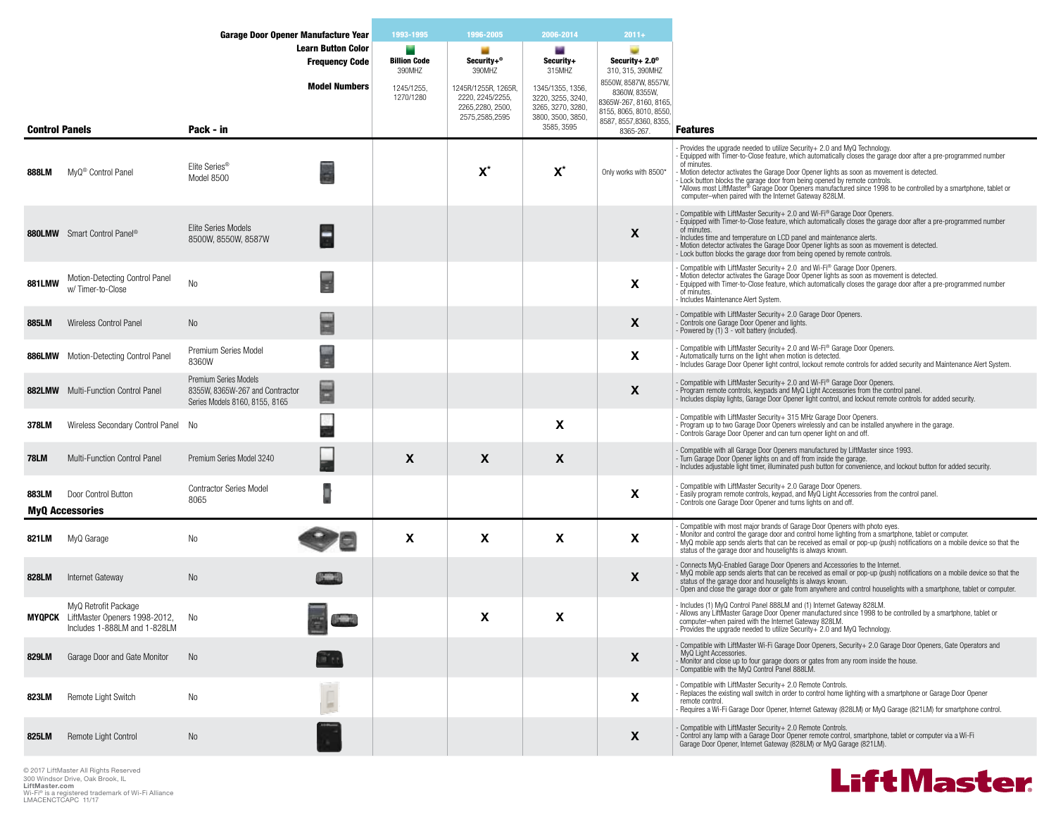| Control Panels | | Pack - in | Garage Door Opener Manufacture Year: 1993-1995<br>Learn Button Color: Green<br>Frequency Code: Billion Code 390MHZ<br>Model Numbers: 1245/1255, 1270/1280 | 1996-2005<br>Orange<br>Security+® 390MHZ<br>1245R/1255R, 1265R, 2220, 2245/2255, 2265,2280, 2500, 2575,2585,2595 | 2006-2014<br>Purple<br>Security+ 315MHZ<br>1345/1355, 1356, 3220, 3255, 3240, 3265, 3270, 3280, 3800, 3500, 3850, 3585, 3595 | 2011+<br>Yellow<br>Security+ 2.0® 310, 315, 390MHZ<br>8550W, 8587W, 8557W, 8360W, 8355W, 8365W-267, 8160, 8165, 8155, 8065, 8010, 8550, 8587, 8557,8360, 8355, 8365-267. | Features |
|---|---|---|---|---|---|---|---|
| 888LM | MyQ® Control Panel | Elite Series® Model 8500 | | X* | X* | Only works with 8500* | - Provides the upgrade needed to utilize Security+ 2.0 and MyQ Technology.<br>- Equipped with Timer-to-Close feature, which automatically closes the garage door after a pre-programmed number of minutes.<br>- Motion detector activates the Garage Door Opener lights as soon as movement is detected.<br>- Lock button blocks the garage door from being opened by remote controls.<br>*Allows most LiftMaster® Garage Door Openers manufactured since 1998 to be controlled by a smartphone, tablet or computer–when paired with the Internet Gateway 828LM. |
| 880LMW | Smart Control Panel® | Elite Series Models 8500W, 8550W, 8587W | | | | X | - Compatible with LiftMaster Security+ 2.0 and Wi-Fi® Garage Door Openers.<br>- Equipped with Timer-to-Close feature, which automatically closes the garage door after a pre-programmed number of minutes.<br>- Includes time and temperature on LCD panel and maintenance alerts.<br>- Motion detector activates the Garage Door Opener lights as soon as movement is detected.<br>- Lock button blocks the garage door from being opened by remote controls. |
| 881LMW | Motion-Detecting Control Panel w/ Timer-to-Close | No | | | | X | - Compatible with LiftMaster Security+ 2.0 and Wi-Fi® Garage Door Openers.<br>- Motion detector activates the Garage Door Opener lights as soon as movement is detected.<br>- Equipped with Timer-to-Close feature, which automatically closes the garage door after a pre-programmed number of minutes.<br>- Includes Maintenance Alert System. |
| 885LM | Wireless Control Panel | No | | | | X | - Compatible with LiftMaster Security+ 2.0 Garage Door Openers.<br>- Controls one Garage Door Opener and lights.<br>- Powered by (1) 3 - volt battery (included). |
| 886LMW | Motion-Detecting Control Panel | Premium Series Model 8360W | | | | X | - Compatible with LiftMaster Security+ 2.0 and Wi-Fi® Garage Door Openers.<br>- Automatically turns on the light when motion is detected.<br>- Includes Garage Door Opener light control, lockout remote controls for added security and Maintenance Alert System. |
| 882LMW | Multi-Function Control Panel | Premium Series Models 8355W, 8365W-267 and Contractor Series Models 8160, 8155, 8165 | | | | X | - Compatible with LiftMaster Security+ 2.0 and Wi-Fi® Garage Door Openers.<br>- Program remote controls, keypads and MyQ Light Accessories from the control panel.<br>- Includes display lights, Garage Door Opener light control, and lockout remote controls for added security. |
| 378LM | Wireless Secondary Control Panel | No | | | X | | - Compatible with LiftMaster Security+ 315 MHz Garage Door Openers.<br>- Program up to two Garage Door Openers wirelessly and can be installed anywhere in the garage.<br>- Controls Garage Door Opener and can turn opener light on and off. |
| 78LM | Multi-Function Control Panel | Premium Series Model 3240 | X | X | X | | - Compatible with all Garage Door Openers manufactured by LiftMaster since 1993.<br>- Turn Garage Door Opener lights on and off from inside the garage.<br>- Includes adjustable light timer, illuminated push button for convenience, and lockout button for added security. |
| 883LM | Door Control Button | Contractor Series Model 8065 | | | | X | - Compatible with LiftMaster Security+ 2.0 Garage Door Openers.<br>- Easily program remote controls, keypad, and MyQ Light Accessories from the control panel.<br>- Controls one Garage Door Opener and turns lights on and off. |
| **MyQ Accessories** | | | | | | | |
| 821LM | MyQ Garage | No | X | X | X | X | - Compatible with most major brands of Garage Door Openers with photo eyes.<br>- Monitor and control the garage door and control home lighting from a smartphone, tablet or computer.<br>- MyQ mobile app sends alerts that can be received as email or pop-up (push) notifications on a mobile device so that the status of the garage door and houselights is always known. |
| 828LM | Internet Gateway | No | | | | X | - Connects MyQ-Enabled Garage Door Openers and Accessories to the Internet.<br>- MyQ mobile app sends alerts that can be received as email or pop-up (push) notifications on a mobile device so that the status of the garage door and houselights is always known.<br>- Open and close the garage door or gate from anywhere and control houselights with a smartphone, tablet or computer. |
| MYQPCK | MyQ Retrofit Package LiftMaster Openers 1998-2012, Includes 1-888LM and 1-828LM | No | | X | X | | - Includes (1) MyQ Control Panel 888LM and (1) Internet Gateway 828LM.<br>- Allows any LiftMaster Garage Door Opener manufactured since 1998 to be controlled by a smartphone, tablet or computer–when paired with the Internet Gateway 828LM.<br>- Provides the upgrade needed to utilize Security+ 2.0 and MyQ Technology. |
| 829LM | Garage Door and Gate Monitor | No | | | | X | - Compatible with LiftMaster Wi-Fi Garage Door Openers, Security+ 2.0 Garage Door Openers, Gate Operators and MyQ Light Accessories.<br>- Monitor and close up to four garage doors or gates from any room inside the house.<br>- Compatible with the MyQ Control Panel 888LM. |
| 823LM | Remote Light Switch | No | | | | X | - Compatible with LiftMaster Security+ 2.0 Remote Controls.<br>- Replaces the existing wall switch in order to control home lighting with a smartphone or Garage Door Opener remote control.<br>- Requires a Wi-Fi Garage Door Opener, Internet Gateway (828LM) or MyQ Garage (821LM) for smartphone control. |
| 825LM | Remote Light Control | No | | | | X | - Compatible with LiftMaster Security+ 2.0 Remote Controls.<br>- Control any lamp with a Garage Door Opener remote control, smartphone, tablet or computer via a Wi-Fi Garage Door Opener, Internet Gateway (828LM) or MyQ Garage (821LM). |

© 2017 LiftMaster All Rights Reserved
300 Windsor Drive, Oak Brook, IL
**LiftMaster.com**
Wi-Fi® is a registered trademark of Wi-Fi Alliance
LMACENCTCAPC 11/17

LiftMaster®